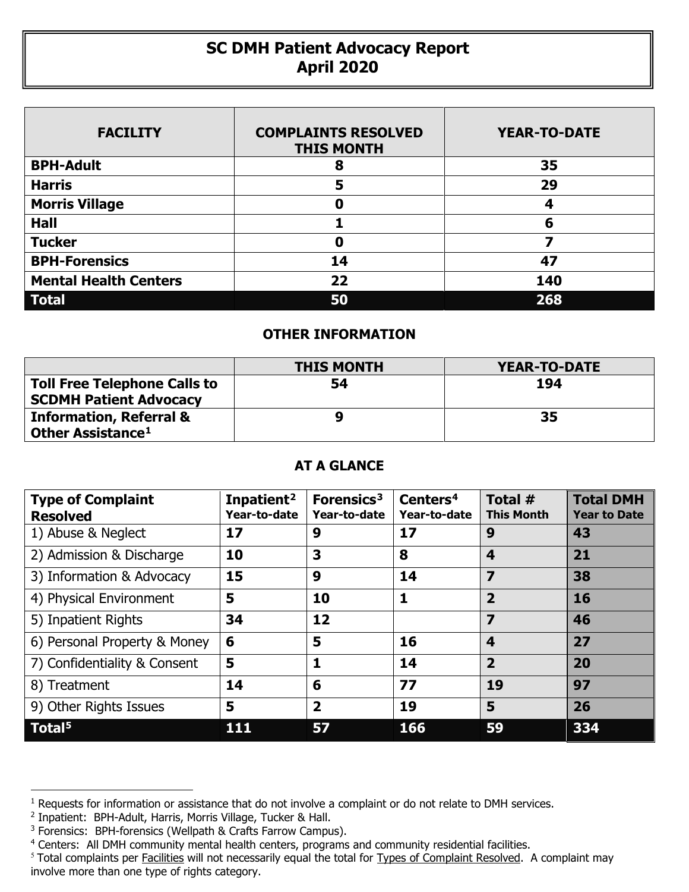# SC DMH Patient Advocacy Report
# April 2020

| FACILITY | COMPLAINTS RESOLVED THIS MONTH | YEAR-TO-DATE |
|---|---|---|
| **BPH-Adult** | **8** | **35** |
| **Harris** | **5** | **29** |
| **Morris Village** | **0** | **4** |
| **Hall** | **1** | **6** |
| **Tucker** | **0** | **7** |
| **BPH-Forensics** | **14** | **47** |
| **Mental Health Centers** | **22** | **140** |
| **Total** | **50** | **268** |

## OTHER INFORMATION

| | THIS MONTH | YEAR-TO-DATE |
|---|---|---|
| **Toll Free Telephone Calls to SCDMH Patient Advocacy** | **54** | **194** |
| **Information, Referral & Other Assistance**[1] | **9** | **35** |

## AT A GLANCE

| Type of Complaint Resolved | Inpatient[2] Year-to-date | Forensics[3] Year-to-date | Centers[4] Year-to-date | Total # This Month | Total DMH Year to Date |
|---|---|---|---|---|---|
| 1) Abuse & Neglect | **17** | **9** | **17** | **9** | **43** |
| 2) Admission & Discharge | **10** | **3** | **8** | **4** | **21** |
| 3) Information & Advocacy | **15** | **9** | **14** | **7** | **38** |
| 4) Physical Environment | **5** | **10** | **1** | **2** | **16** |
| 5) Inpatient Rights | **34** | **12** | | **7** | **46** |
| 6) Personal Property & Money | **6** | **5** | **16** | **4** | **27** |
| 7) Confidentiality & Consent | **5** | **1** | **14** | **2** | **20** |
| 8) Treatment | **14** | **6** | **77** | **19** | **97** |
| 9) Other Rights Issues | **5** | **2** | **19** | **5** | **26** |
| **Total**[5] | **111** | **57** | **166** | **59** | **334** |

[1] Requests for information or assistance that do not involve a complaint or do not relate to DMH services.

[2] Inpatient: BPH-Adult, Harris, Morris Village, Tucker & Hall.

[3] Forensics: BPH-forensics (Wellpath & Crafts Farrow Campus).

[4] Centers: All DMH community mental health centers, programs and community residential facilities.

[5] Total complaints per Facilities will not necessarily equal the total for Types of Complaint Resolved. A complaint may involve more than one type of rights category.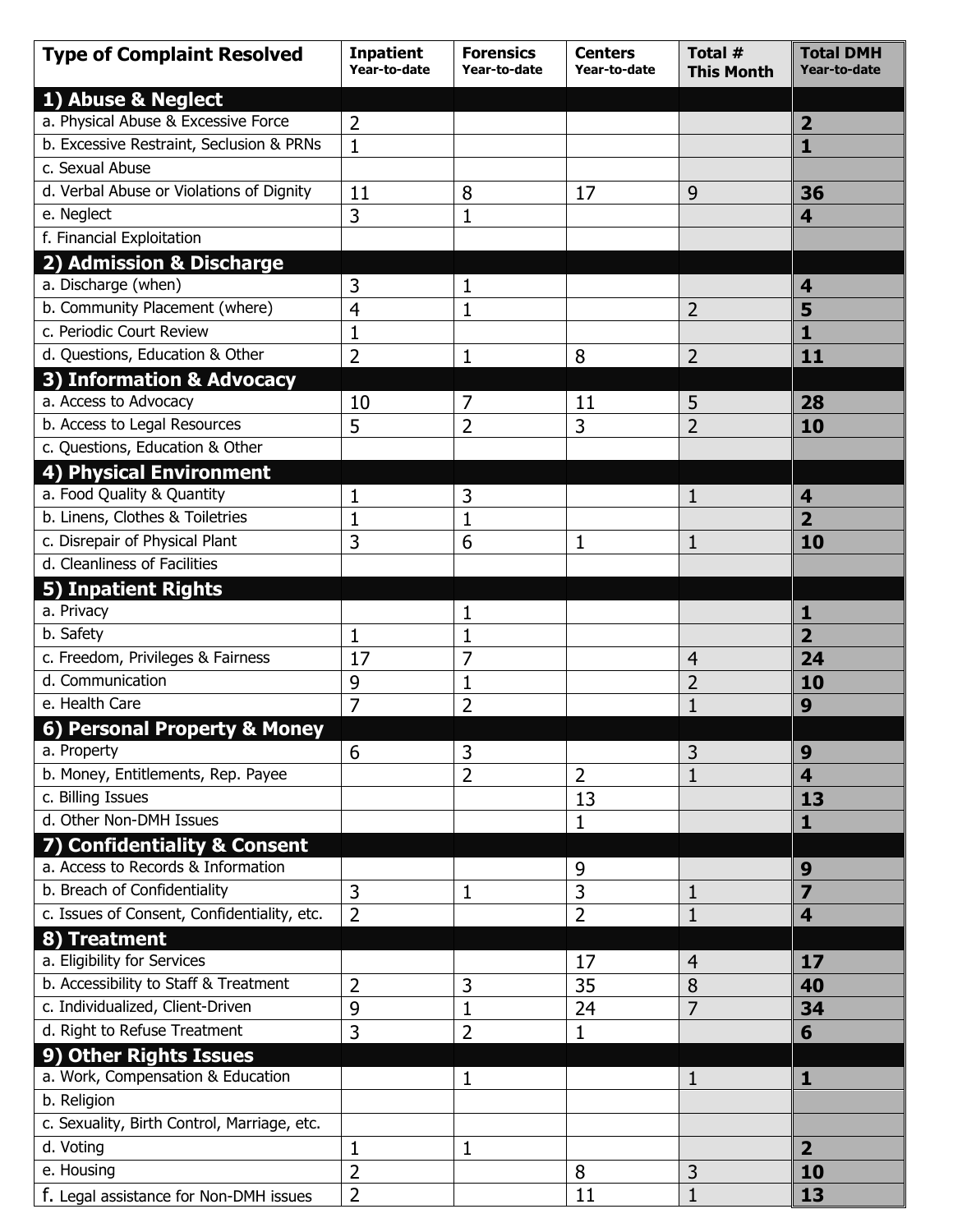| Type of Complaint Resolved | Inpatient Year-to-date | Forensics Year-to-date | Centers Year-to-date | Total # This Month | Total DMH Year-to-date |
|---|---|---|---|---|---|
| **1) Abuse & Neglect** | | | | | |
| a. Physical Abuse & Excessive Force | 2 | | | | **2** |
| b. Excessive Restraint, Seclusion & PRNs | 1 | | | | **1** |
| c. Sexual Abuse | | | | | |
| d. Verbal Abuse or Violations of Dignity | 11 | 8 | 17 | 9 | **36** |
| e. Neglect | 3 | 1 | | | **4** |
| f. Financial Exploitation | | | | | |
| **2) Admission & Discharge** | | | | | |
| a. Discharge (when) | 3 | 1 | | | **4** |
| b. Community Placement (where) | 4 | 1 | | 2 | **5** |
| c. Periodic Court Review | 1 | | | | **1** |
| d. Questions, Education & Other | 2 | 1 | 8 | 2 | **11** |
| **3) Information & Advocacy** | | | | | |
| a. Access to Advocacy | 10 | 7 | 11 | 5 | **28** |
| b. Access to Legal Resources | 5 | 2 | 3 | 2 | **10** |
| c. Questions, Education & Other | | | | | |
| **4) Physical Environment** | | | | | |
| a. Food Quality & Quantity | 1 | 3 | | 1 | **4** |
| b. Linens, Clothes & Toiletries | 1 | 1 | | | **2** |
| c. Disrepair of Physical Plant | 3 | 6 | 1 | 1 | **10** |
| d. Cleanliness of Facilities | | | | | |
| **5) Inpatient Rights** | | | | | |
| a. Privacy | | 1 | | | **1** |
| b. Safety | 1 | 1 | | | **2** |
| c. Freedom, Privileges & Fairness | 17 | 7 | | 4 | **24** |
| d. Communication | 9 | 1 | | 2 | **10** |
| e. Health Care | 7 | 2 | | 1 | **9** |
| **6) Personal Property & Money** | | | | | |
| a. Property | 6 | 3 | | 3 | **9** |
| b. Money, Entitlements, Rep. Payee | | 2 | 2 | 1 | **4** |
| c. Billing Issues | | | 13 | | **13** |
| d. Other Non-DMH Issues | | | 1 | | **1** |
| **7) Confidentiality & Consent** | | | | | |
| a. Access to Records & Information | | | 9 | | **9** |
| b. Breach of Confidentiality | 3 | 1 | 3 | 1 | **7** |
| c. Issues of Consent, Confidentiality, etc. | 2 | | 2 | 1 | **4** |
| **8) Treatment** | | | | | |
| a. Eligibility for Services | | | 17 | 4 | **17** |
| b. Accessibility to Staff & Treatment | 2 | 3 | 35 | 8 | **40** |
| c. Individualized, Client-Driven | 9 | 1 | 24 | 7 | **34** |
| d. Right to Refuse Treatment | 3 | 2 | 1 | | **6** |
| **9) Other Rights Issues** | | | | | |
| a. Work, Compensation & Education | | 1 | | 1 | **1** |
| b. Religion | | | | | |
| c. Sexuality, Birth Control, Marriage, etc. | | | | | |
| d. Voting | 1 | 1 | | | **2** |
| e. Housing | 2 | | 8 | 3 | **10** |
| f. Legal assistance for Non-DMH issues | 2 | | 11 | 1 | **13** |